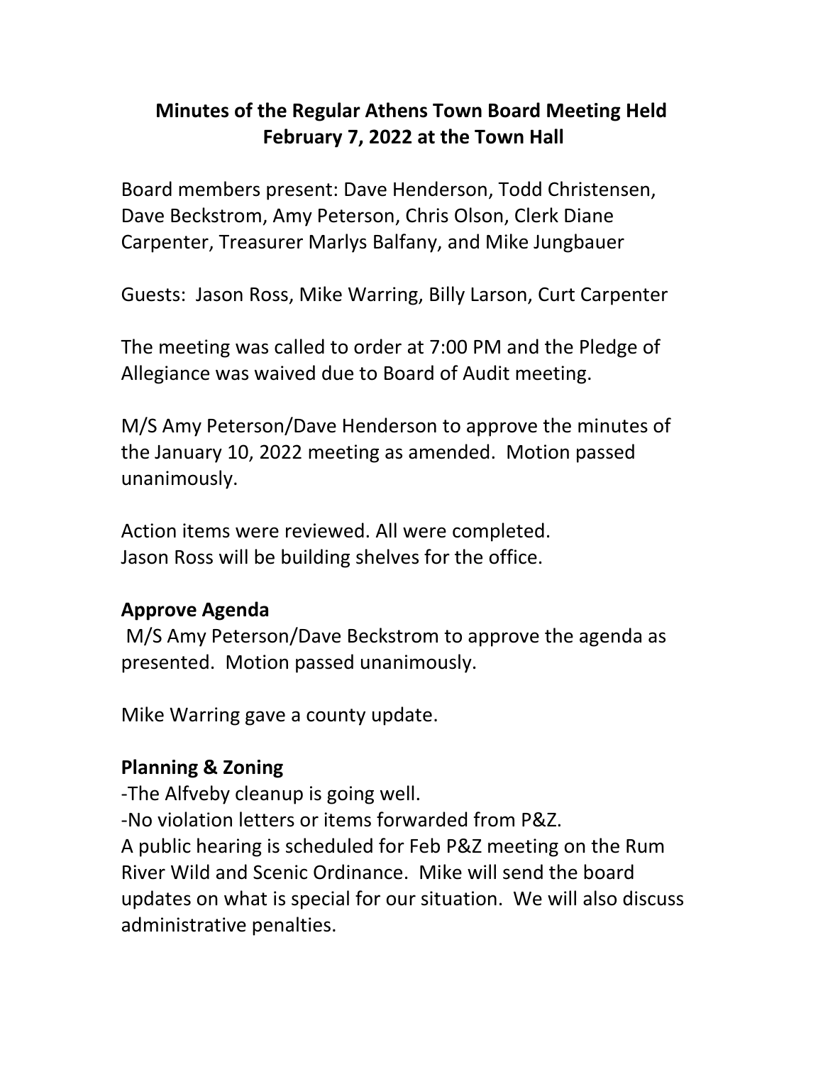# Minutes of the Regular Athens Town Board Meeting Held February 7, 2022 at the Town Hall

Board members present: Dave Henderson, Todd Christensen, Dave Beckstrom, Amy Peterson, Chris Olson, Clerk Diane Carpenter, Treasurer Marlys Balfany, and Mike Jungbauer

Guests: Jason Ross, Mike Warring, Billy Larson, Curt Carpenter

The meeting was called to order at 7:00 PM and the Pledge of Allegiance was waived due to Board of Audit meeting.

M/S Amy Peterson/Dave Henderson to approve the minutes of the January 10, 2022 meeting as amended. Motion passed unanimously.

Action items were reviewed. All were completed.
Jason Ross will be building shelves for the office.

## Approve Agenda

M/S Amy Peterson/Dave Beckstrom to approve the agenda as presented. Motion passed unanimously.

Mike Warring gave a county update.

## Planning & Zoning

-The Alfveby cleanup is going well.
-No violation letters or items forwarded from P&Z.
A public hearing is scheduled for Feb P&Z meeting on the Rum River Wild and Scenic Ordinance. Mike will send the board updates on what is special for our situation. We will also discuss administrative penalties.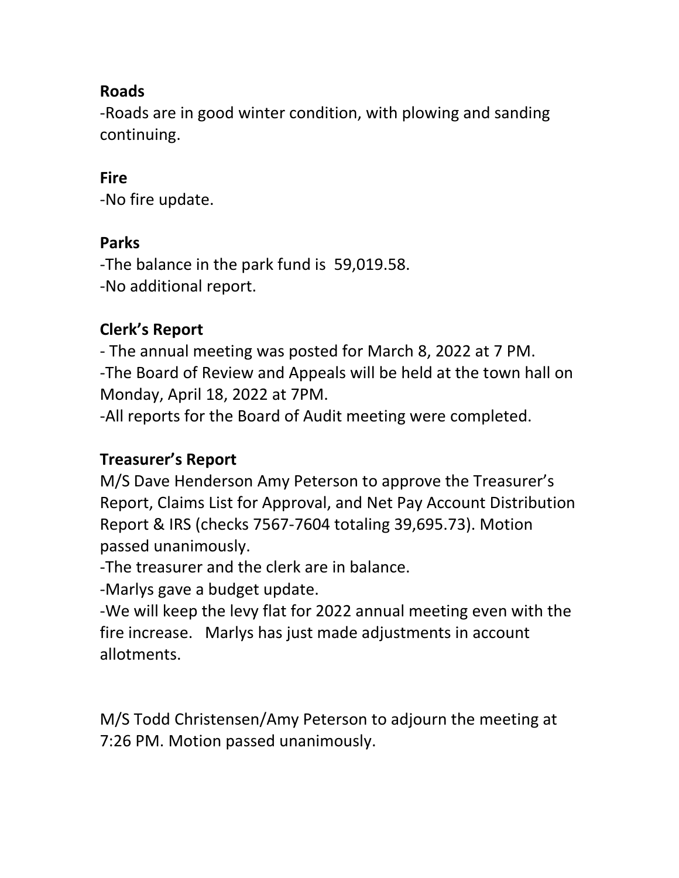**Roads**

-Roads are in good winter condition, with plowing and sanding continuing.

**Fire**

-No fire update.

**Parks**

-The balance in the park fund is 59,019.58.
-No additional report.

**Clerk's Report**

- The annual meeting was posted for March 8, 2022 at 7 PM.
-The Board of Review and Appeals will be held at the town hall on Monday, April 18, 2022 at 7PM.
-All reports for the Board of Audit meeting were completed.

**Treasurer's Report**

M/S Dave Henderson Amy Peterson to approve the Treasurer's Report, Claims List for Approval, and Net Pay Account Distribution Report & IRS (checks 7567-7604 totaling 39,695.73). Motion passed unanimously.
-The treasurer and the clerk are in balance.
-Marlys gave a budget update.
-We will keep the levy flat for 2022 annual meeting even with the fire increase. Marlys has just made adjustments in account allotments.

M/S Todd Christensen/Amy Peterson to adjourn the meeting at 7:26 PM. Motion passed unanimously.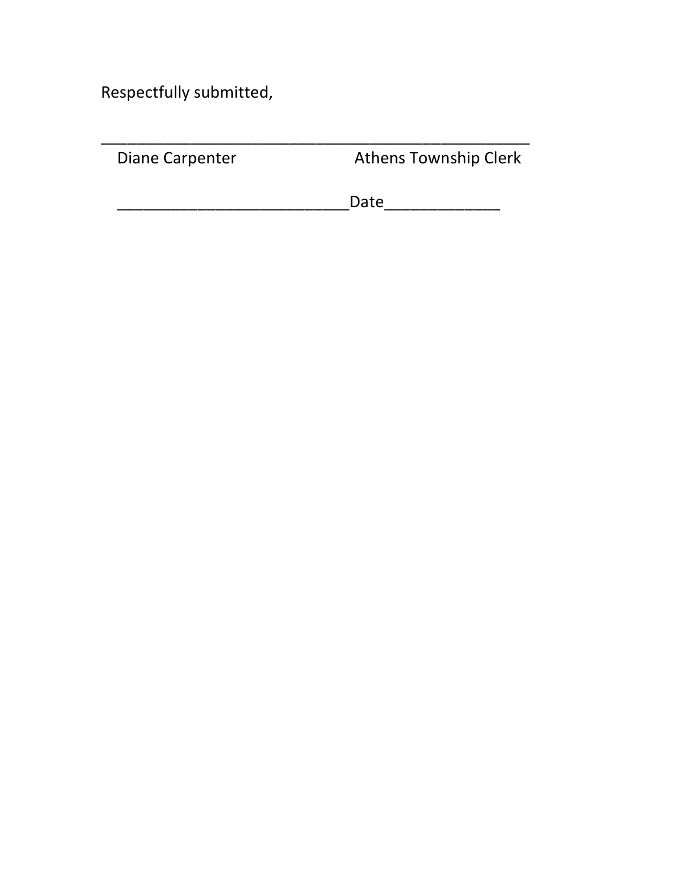Respectfully submitted,

\_\_\_\_\_\_\_\_\_\_\_\_\_\_\_\_\_\_\_\_\_\_\_\_\_\_\_\_\_\_\_\_\_\_\_\_\_\_\_\_\_\_\_\_\_\_\_\_\_\_\_\_\_\_

Diane Carpenter                    Athens Township Clerk

\_\_\_\_\_\_\_\_\_\_\_\_\_\_\_\_\_\_\_\_\_\_\_\_\_\_\_\_Date\_\_\_\_\_\_\_\_\_\_\_\_\_\_